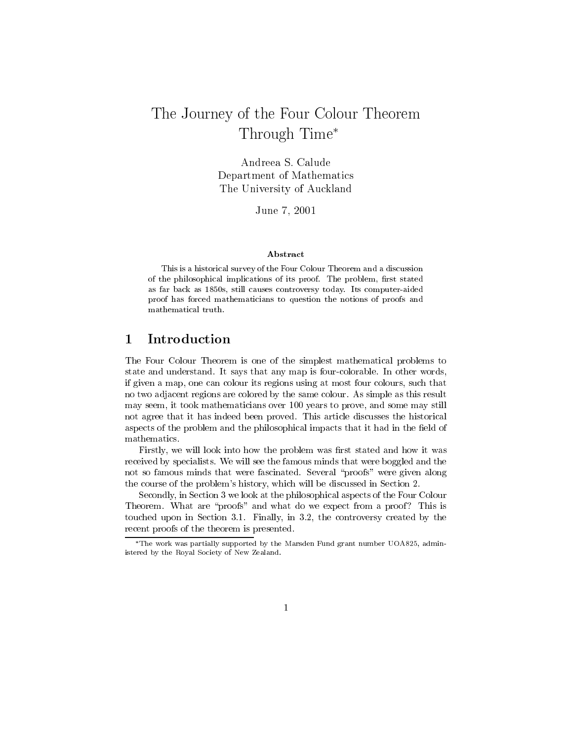# The Journey of the Four Colour Theorem Through Time*

Andreea S. Calude
Department of Mathematics
The University of Auckland

June 7, 2001

**Abstract**

This is a historical survey of the Four Colour Theorem and a discussion of the philosophical implications of its proof. The problem, first stated as far back as 1850s, still causes controversy today. Its computer-aided proof has forced mathematicians to question the notions of proofs and mathematical truth.

## 1 Introduction

The Four Colour Theorem is one of the simplest mathematical problems to state and understand. It says that any map is four-colorable. In other words, if given a map, one can colour its regions using at most four colours, such that no two adjacent regions are colored by the same colour. As simple as this result may seem, it took mathematicians over 100 years to prove, and some may still not agree that it has indeed been proved. This article discusses the historical aspects of the problem and the philosophical impacts that it had in the field of mathematics.

Firstly, we will look into how the problem was first stated and how it was received by specialists. We will see the famous minds that were boggled and the not so famous minds that were fascinated. Several "proofs" were given along the course of the problem's history, which will be discussed in Section 2.

Secondly, in Section 3 we look at the philosophical aspects of the Four Colour Theorem. What are "proofs" and what do we expect from a proof? This is touched upon in Section 3.1. Finally, in 3.2, the controversy created by the recent proofs of the theorem is presented.

*The work was partially supported by the Marsden Fund grant number UOA825, administered by the Royal Society of New Zealand.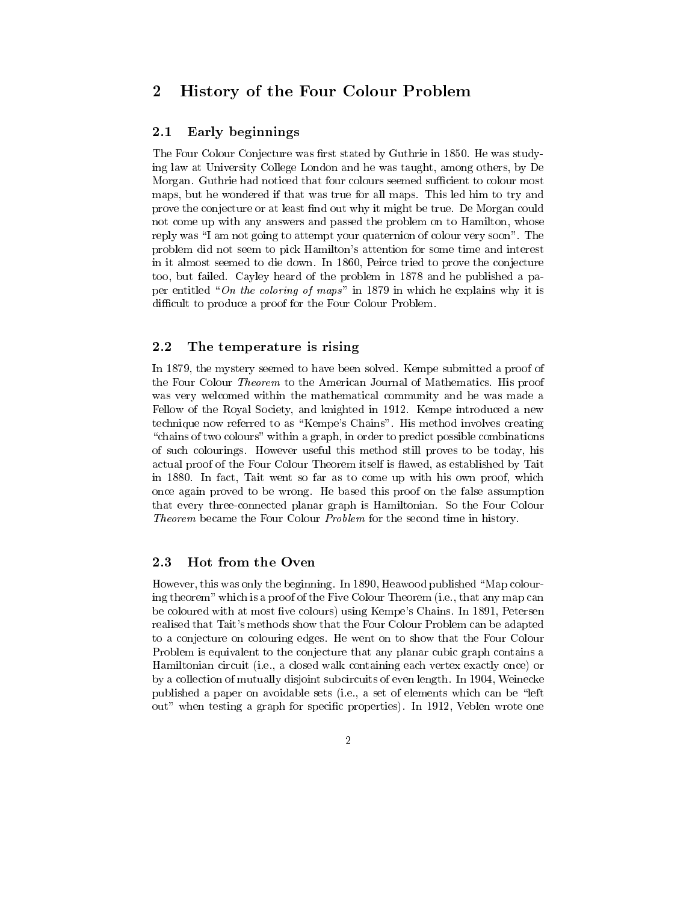## 2 History of the Four Colour Problem

### 2.1 Early beginnings

The Four Colour Conjecture was first stated by Guthrie in 1850. He was studying law at University College London and he was taught, among others, by De Morgan. Guthrie had noticed that four colours seemed sufficient to colour most maps, but he wondered if that was true for all maps. This led him to try and prove the conjecture or at least find out why it might be true. De Morgan could not come up with any answers and passed the problem on to Hamilton, whose reply was "I am not going to attempt your quaternion of colour very soon". The problem did not seem to pick Hamilton's attention for some time and interest in it almost seemed to die down. In 1860, Peirce tried to prove the conjecture too, but failed. Cayley heard of the problem in 1878 and he published a paper entitled "*On the coloring of maps*" in 1879 in which he explains why it is difficult to produce a proof for the Four Colour Problem.

### 2.2 The temperature is rising

In 1879, the mystery seemed to have been solved. Kempe submitted a proof of the Four Colour *Theorem* to the American Journal of Mathematics. His proof was very welcomed within the mathematical community and he was made a Fellow of the Royal Society, and knighted in 1912. Kempe introduced a new technique now referred to as "Kempe's Chains". His method involves creating "chains of two colours" within a graph, in order to predict possible combinations of such colourings. However useful this method still proves to be today, his actual proof of the Four Colour Theorem itself is flawed, as established by Tait in 1880. In fact, Tait went so far as to come up with his own proof, which once again proved to be wrong. He based this proof on the false assumption that every three-connected planar graph is Hamiltonian. So the Four Colour *Theorem* became the Four Colour *Problem* for the second time in history.

### 2.3 Hot from the Oven

However, this was only the beginning. In 1890, Heawood published "Map colouring theorem" which is a proof of the Five Colour Theorem (i.e., that any map can be coloured with at most five colours) using Kempe's Chains. In 1891, Petersen realised that Tait's methods show that the Four Colour Problem can be adapted to a conjecture on colouring edges. He went on to show that the Four Colour Problem is equivalent to the conjecture that any planar cubic graph contains a Hamiltonian circuit (i.e., a closed walk containing each vertex exactly once) or by a collection of mutually disjoint subcircuits of even length. In 1904, Weinecke published a paper on avoidable sets (i.e., a set of elements which can be "left out" when testing a graph for specific properties). In 1912, Veblen wrote one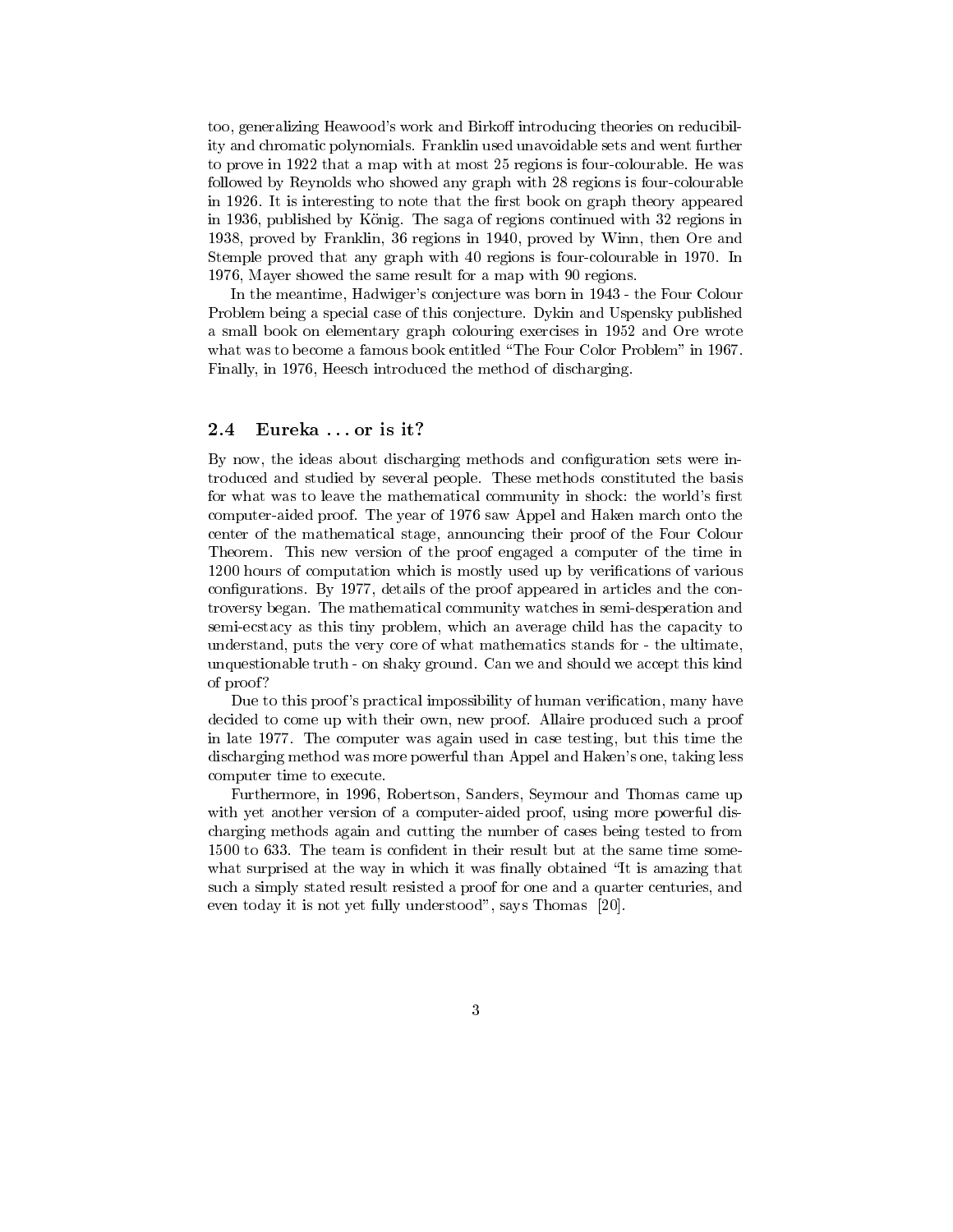too, generalizing Heawood's work and Birkoff introducing theories on reducibility and chromatic polynomials. Franklin used unavoidable sets and went further to prove in 1922 that a map with at most 25 regions is four-colourable. He was followed by Reynolds who showed any graph with 28 regions is four-colourable in 1926. It is interesting to note that the first book on graph theory appeared in 1936, published by König. The saga of regions continued with 32 regions in 1938, proved by Franklin, 36 regions in 1940, proved by Winn, then Ore and Stemple proved that any graph with 40 regions is four-colourable in 1970. In 1976, Mayer showed the same result for a map with 90 regions.

In the meantime, Hadwiger's conjecture was born in 1943 - the Four Colour Problem being a special case of this conjecture. Dykin and Uspensky published a small book on elementary graph colouring exercises in 1952 and Ore wrote what was to become a famous book entitled "The Four Color Problem" in 1967. Finally, in 1976, Heesch introduced the method of discharging.

### 2.4 Eureka ... or is it?

By now, the ideas about discharging methods and configuration sets were introduced and studied by several people. These methods constituted the basis for what was to leave the mathematical community in shock: the world's first computer-aided proof. The year of 1976 saw Appel and Haken march onto the center of the mathematical stage, announcing their proof of the Four Colour Theorem. This new version of the proof engaged a computer of the time in 1200 hours of computation which is mostly used up by verifications of various configurations. By 1977, details of the proof appeared in articles and the controversy began. The mathematical community watches in semi-desperation and semi-ecstacy as this tiny problem, which an average child has the capacity to understand, puts the very core of what mathematics stands for - the ultimate, unquestionable truth - on shaky ground. Can we and should we accept this kind of proof?

Due to this proof's practical impossibility of human verification, many have decided to come up with their own, new proof. Allaire produced such a proof in late 1977. The computer was again used in case testing, but this time the discharging method was more powerful than Appel and Haken's one, taking less computer time to execute.

Furthermore, in 1996, Robertson, Sanders, Seymour and Thomas came up with yet another version of a computer-aided proof, using more powerful discharging methods again and cutting the number of cases being tested to from 1500 to 633. The team is confident in their result but at the same time somewhat surprised at the way in which it was finally obtained "It is amazing that such a simply stated result resisted a proof for one and a quarter centuries, and even today it is not yet fully understood", says Thomas [20].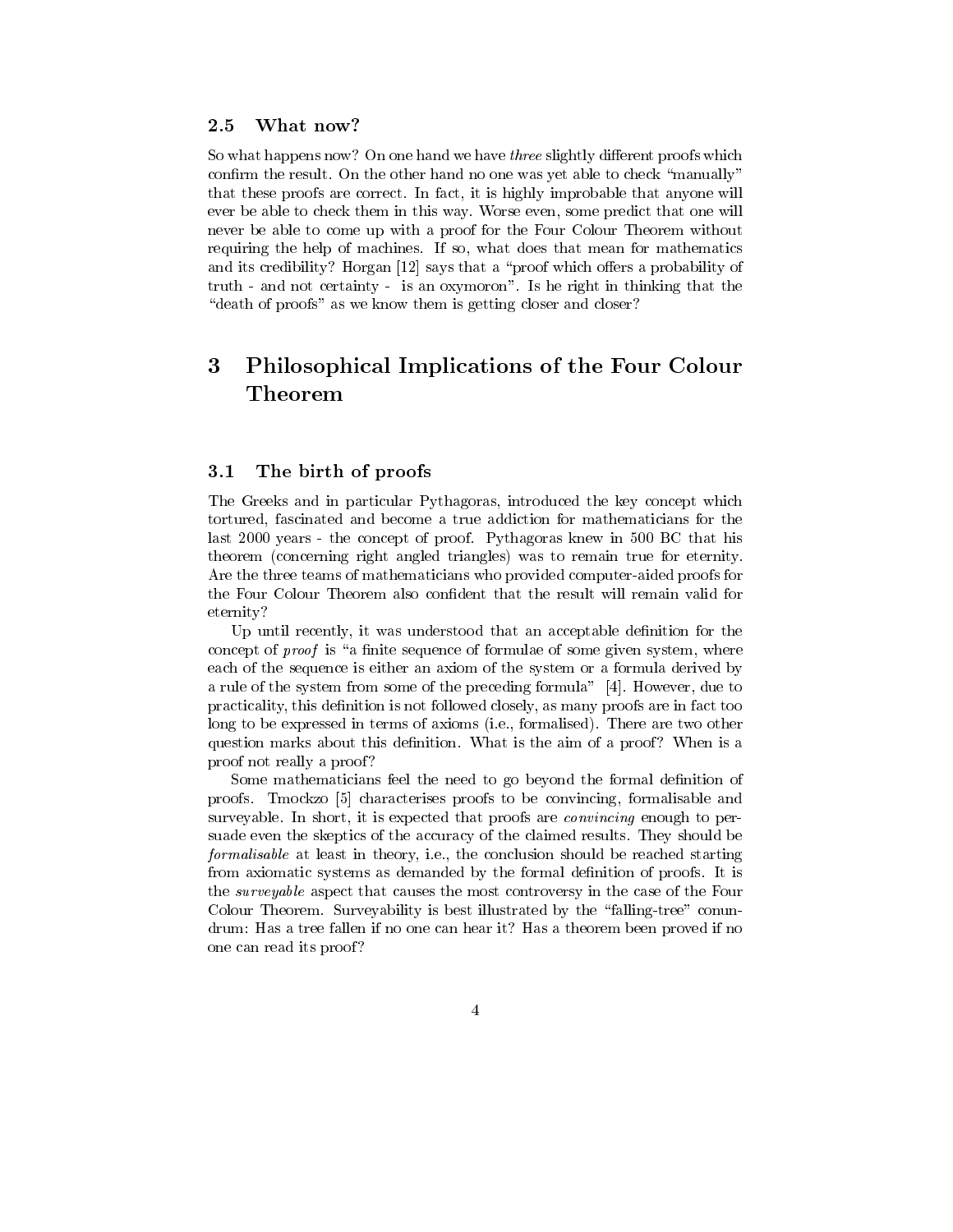### 2.5 What now?

So what happens now? On one hand we have *three* slightly different proofs which confirm the result. On the other hand no one was yet able to check "manually" that these proofs are correct. In fact, it is highly improbable that anyone will ever be able to check them in this way. Worse even, some predict that one will never be able to come up with a proof for the Four Colour Theorem without requiring the help of machines. If so, what does that mean for mathematics and its credibility? Horgan [12] says that a "proof which offers a probability of truth - and not certainty - is an oxymoron". Is he right in thinking that the "death of proofs" as we know them is getting closer and closer?

## 3 Philosophical Implications of the Four Colour Theorem

### 3.1 The birth of proofs

The Greeks and in particular Pythagoras, introduced the key concept which tortured, fascinated and become a true addiction for mathematicians for the last 2000 years - the concept of proof. Pythagoras knew in 500 BC that his theorem (concerning right angled triangles) was to remain true for eternity. Are the three teams of mathematicians who provided computer-aided proofs for the Four Colour Theorem also confident that the result will remain valid for eternity?

Up until recently, it was understood that an acceptable definition for the concept of *proof* is "a finite sequence of formulae of some given system, where each of the sequence is either an axiom of the system or a formula derived by a rule of the system from some of the preceding formula" [4]. However, due to practicality, this definition is not followed closely, as many proofs are in fact too long to be expressed in terms of axioms (i.e., formalised). There are two other question marks about this definition. What is the aim of a proof? When is a proof not really a proof?

Some mathematicians feel the need to go beyond the formal definition of proofs. Tmockzo [5] characterises proofs to be convincing, formalisable and surveyable. In short, it is expected that proofs are *convincing* enough to persuade even the skeptics of the accuracy of the claimed results. They should be *formalisable* at least in theory, i.e., the conclusion should be reached starting from axiomatic systems as demanded by the formal definition of proofs. It is the *surveyable* aspect that causes the most controversy in the case of the Four Colour Theorem. Surveyability is best illustrated by the "falling-tree" conundrum: Has a tree fallen if no one can hear it? Has a theorem been proved if no one can read its proof?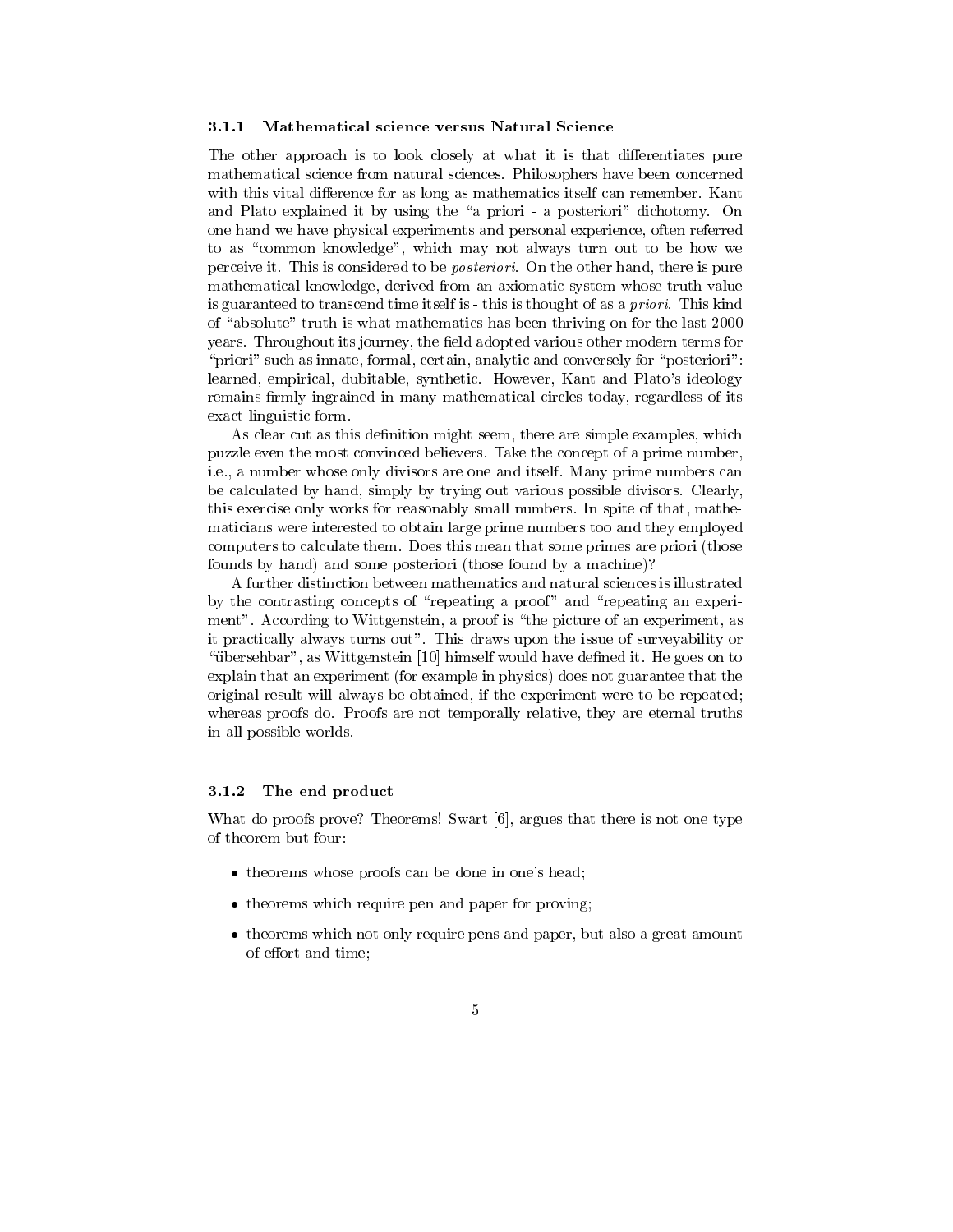### 3.1.1 Mathematical science versus Natural Science

The other approach is to look closely at what it is that differentiates pure mathematical science from natural sciences. Philosophers have been concerned with this vital difference for as long as mathematics itself can remember. Kant and Plato explained it by using the "a priori - a posteriori" dichotomy. On one hand we have physical experiments and personal experience, often referred to as "common knowledge", which may not always turn out to be how we perceive it. This is considered to be *posteriori*. On the other hand, there is pure mathematical knowledge, derived from an axiomatic system whose truth value is guaranteed to transcend time itself is - this is thought of as a *priori*. This kind of "absolute" truth is what mathematics has been thriving on for the last 2000 years. Throughout its journey, the field adopted various other modern terms for "priori" such as innate, formal, certain, analytic and conversely for "posteriori": learned, empirical, dubitable, synthetic. However, Kant and Plato's ideology remains firmly ingrained in many mathematical circles today, regardless of its exact linguistic form.

As clear cut as this definition might seem, there are simple examples, which puzzle even the most convinced believers. Take the concept of a prime number, i.e., a number whose only divisors are one and itself. Many prime numbers can be calculated by hand, simply by trying out various possible divisors. Clearly, this exercise only works for reasonably small numbers. In spite of that, mathematicians were interested to obtain large prime numbers too and they employed computers to calculate them. Does this mean that some primes are priori (those founds by hand) and some posteriori (those found by a machine)?

A further distinction between mathematics and natural sciences is illustrated by the contrasting concepts of "repeating a proof" and "repeating an experiment". According to Wittgenstein, a proof is "the picture of an experiment, as it practically always turns out". This draws upon the issue of surveyability or "übersehbar", as Wittgenstein [10] himself would have defined it. He goes on to explain that an experiment (for example in physics) does not guarantee that the original result will always be obtained, if the experiment were to be repeated; whereas proofs do. Proofs are not temporally relative, they are eternal truths in all possible worlds.

### 3.1.2 The end product

What do proofs prove? Theorems! Swart [6], argues that there is not one type of theorem but four:

- theorems whose proofs can be done in one's head;
- theorems which require pen and paper for proving;
- theorems which not only require pens and paper, but also a great amount of effort and time;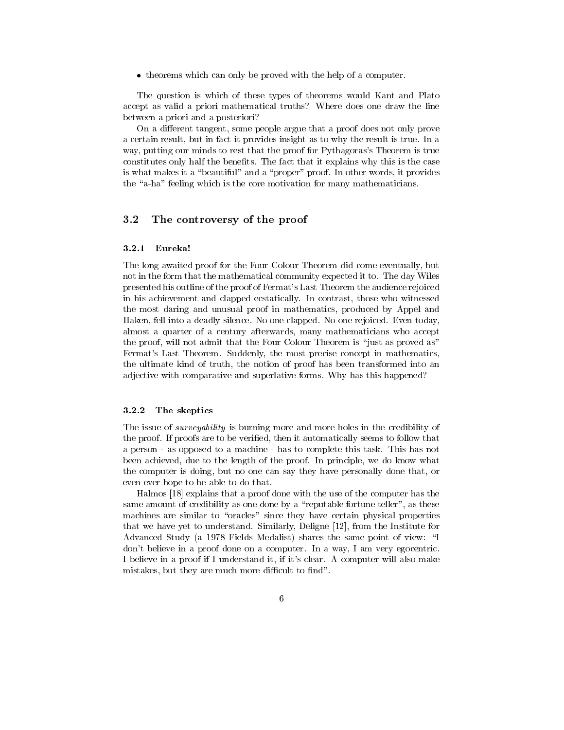- theorems which can only be proved with the help of a computer.

The question is which of these types of theorems would Kant and Plato accept as valid a priori mathematical truths? Where does one draw the line between a priori and a posteriori?

On a different tangent, some people argue that a proof does not only prove a certain result, but in fact it provides insight as to why the result is true. In a way, putting our minds to rest that the proof for Pythagoras's Theorem is true constitutes only half the benefits. The fact that it explains why this is the case is what makes it a "beautiful" and a "proper" proof. In other words, it provides the "a-ha" feeling which is the core motivation for many mathematicians.

## 3.2 The controversy of the proof

### 3.2.1 Eureka!

The long awaited proof for the Four Colour Theorem did come eventually, but not in the form that the mathematical community expected it to. The day Wiles presented his outline of the proof of Fermat's Last Theorem the audience rejoiced in his achievement and clapped ecstatically. In contrast, those who witnessed the most daring and unusual proof in mathematics, produced by Appel and Haken, fell into a deadly silence. No one clapped. No one rejoiced. Even today, almost a quarter of a century afterwards, many mathematicians who accept the proof, will not admit that the Four Colour Theorem is "just as proved as" Fermat's Last Theorem. Suddenly, the most precise concept in mathematics, the ultimate kind of truth, the notion of proof has been transformed into an adjective with comparative and superlative forms. Why has this happened?

### 3.2.2 The skeptics

The issue of *surveyability* is burning more and more holes in the credibility of the proof. If proofs are to be verified, then it automatically seems to follow that a person - as opposed to a machine - has to complete this task. This has not been achieved, due to the length of the proof. In principle, we do know what the computer is doing, but no one can say they have personally done that, or even ever hope to be able to do that.

Halmos [18] explains that a proof done with the use of the computer has the same amount of credibility as one done by a "reputable fortune teller", as these machines are similar to "oracles" since they have certain physical properties that we have yet to understand. Similarly, Deligne [12], from the Institute for Advanced Study (a 1978 Fields Medalist) shares the same point of view: "I don't believe in a proof done on a computer. In a way, I am very egocentric. I believe in a proof if I understand it, if it's clear. A computer will also make mistakes, but they are much more difficult to find".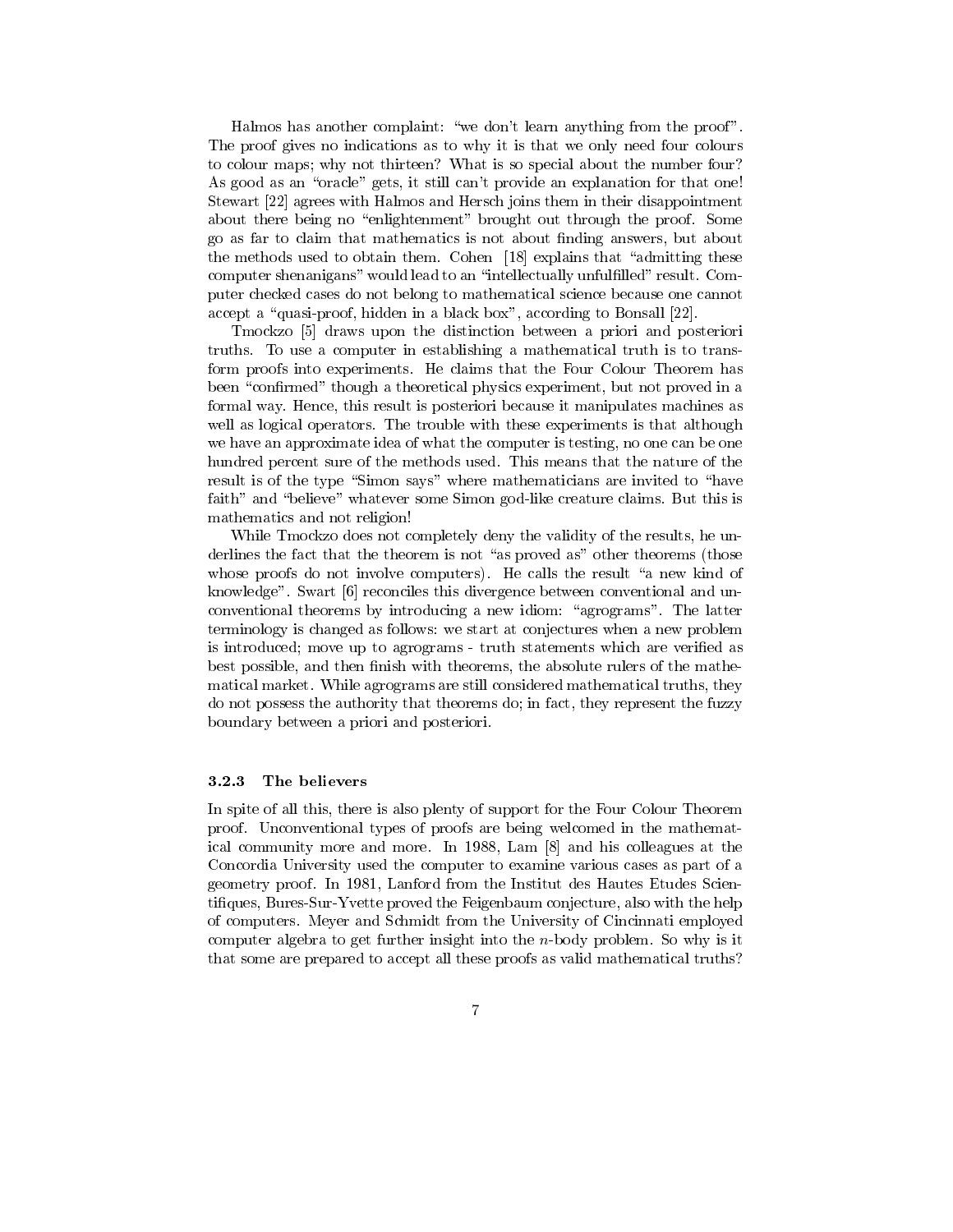Halmos has another complaint: "we don't learn anything from the proof". The proof gives no indications as to why it is that we only need four colours to colour maps; why not thirteen? What is so special about the number four? As good as an "oracle" gets, it still can't provide an explanation for that one! Stewart [22] agrees with Halmos and Hersch joins them in their disappointment about there being no "enlightenment" brought out through the proof. Some go as far to claim that mathematics is not about finding answers, but about the methods used to obtain them. Cohen [18] explains that "admitting these computer shenanigans" would lead to an "intellectually unfulfilled" result. Computer checked cases do not belong to mathematical science because one cannot accept a "quasi-proof, hidden in a black box", according to Bonsall [22].

Tmockzo [5] draws upon the distinction between a priori and posteriori truths. To use a computer in establishing a mathematical truth is to transform proofs into experiments. He claims that the Four Colour Theorem has been "confirmed" though a theoretical physics experiment, but not proved in a formal way. Hence, this result is posteriori because it manipulates machines as well as logical operators. The trouble with these experiments is that although we have an approximate idea of what the computer is testing, no one can be one hundred percent sure of the methods used. This means that the nature of the result is of the type "Simon says" where mathematicians are invited to "have faith" and "believe" whatever some Simon god-like creature claims. But this is mathematics and not religion!

While Tmockzo does not completely deny the validity of the results, he underlines the fact that the theorem is not "as proved as" other theorems (those whose proofs do not involve computers). He calls the result "a new kind of knowledge". Swart [6] reconciles this divergence between conventional and unconventional theorems by introducing a new idiom: "agrograms". The latter terminology is changed as follows: we start at conjectures when a new problem is introduced; move up to agrograms - truth statements which are verified as best possible, and then finish with theorems, the absolute rulers of the mathematical market. While agrograms are still considered mathematical truths, they do not possess the authority that theorems do; in fact, they represent the fuzzy boundary between a priori and posteriori.

### 3.2.3 The believers

In spite of all this, there is also plenty of support for the Four Colour Theorem proof. Unconventional types of proofs are being welcomed in the mathematical community more and more. In 1988, Lam [8] and his colleagues at the Concordia University used the computer to examine various cases as part of a geometry proof. In 1981, Lanford from the Institut des Hautes Etudes Scientifiques, Bures-Sur-Yvette proved the Feigenbaum conjecture, also with the help of computers. Meyer and Schmidt from the University of Cincinnati employed computer algebra to get further insight into the $n$-body problem. So why is it that some are prepared to accept all these proofs as valid mathematical truths?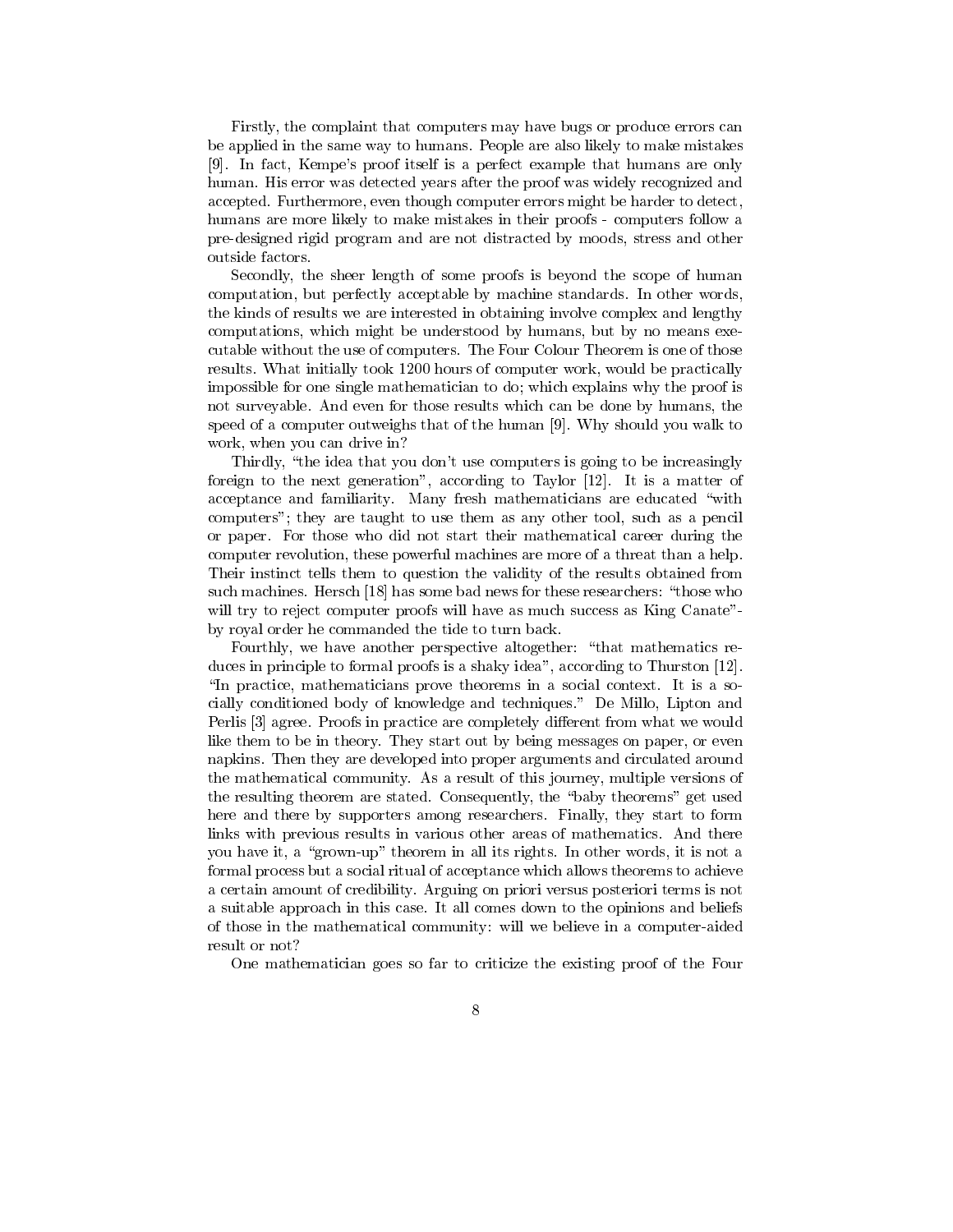Firstly, the complaint that computers may have bugs or produce errors can be applied in the same way to humans. People are also likely to make mistakes [9]. In fact, Kempe's proof itself is a perfect example that humans are only human. His error was detected years after the proof was widely recognized and accepted. Furthermore, even though computer errors might be harder to detect, humans are more likely to make mistakes in their proofs - computers follow a pre-designed rigid program and are not distracted by moods, stress and other outside factors.

Secondly, the sheer length of some proofs is beyond the scope of human computation, but perfectly acceptable by machine standards. In other words, the kinds of results we are interested in obtaining involve complex and lengthy computations, which might be understood by humans, but by no means executable without the use of computers. The Four Colour Theorem is one of those results. What initially took 1200 hours of computer work, would be practically impossible for one single mathematician to do; which explains why the proof is not surveyable. And even for those results which can be done by humans, the speed of a computer outweighs that of the human [9]. Why should you walk to work, when you can drive in?

Thirdly, "the idea that you don't use computers is going to be increasingly foreign to the next generation", according to Taylor [12]. It is a matter of acceptance and familiarity. Many fresh mathematicians are educated "with computers"; they are taught to use them as any other tool, such as a pencil or paper. For those who did not start their mathematical career during the computer revolution, these powerful machines are more of a threat than a help. Their instinct tells them to question the validity of the results obtained from such machines. Hersch [18] has some bad news for these researchers: "those who will try to reject computer proofs will have as much success as King Canate"- by royal order he commanded the tide to turn back.

Fourthly, we have another perspective altogether: "that mathematics reduces in principle to formal proofs is a shaky idea", according to Thurston [12]. "In practice, mathematicians prove theorems in a social context. It is a socially conditioned body of knowledge and techniques." De Millo, Lipton and Perlis [3] agree. Proofs in practice are completely different from what we would like them to be in theory. They start out by being messages on paper, or even napkins. Then they are developed into proper arguments and circulated around the mathematical community. As a result of this journey, multiple versions of the resulting theorem are stated. Consequently, the "baby theorems" get used here and there by supporters among researchers. Finally, they start to form links with previous results in various other areas of mathematics. And there you have it, a "grown-up" theorem in all its rights. In other words, it is not a formal process but a social ritual of acceptance which allows theorems to achieve a certain amount of credibility. Arguing on priori versus posteriori terms is not a suitable approach in this case. It all comes down to the opinions and beliefs of those in the mathematical community: will we believe in a computer-aided result or not?

One mathematician goes so far to criticize the existing proof of the Four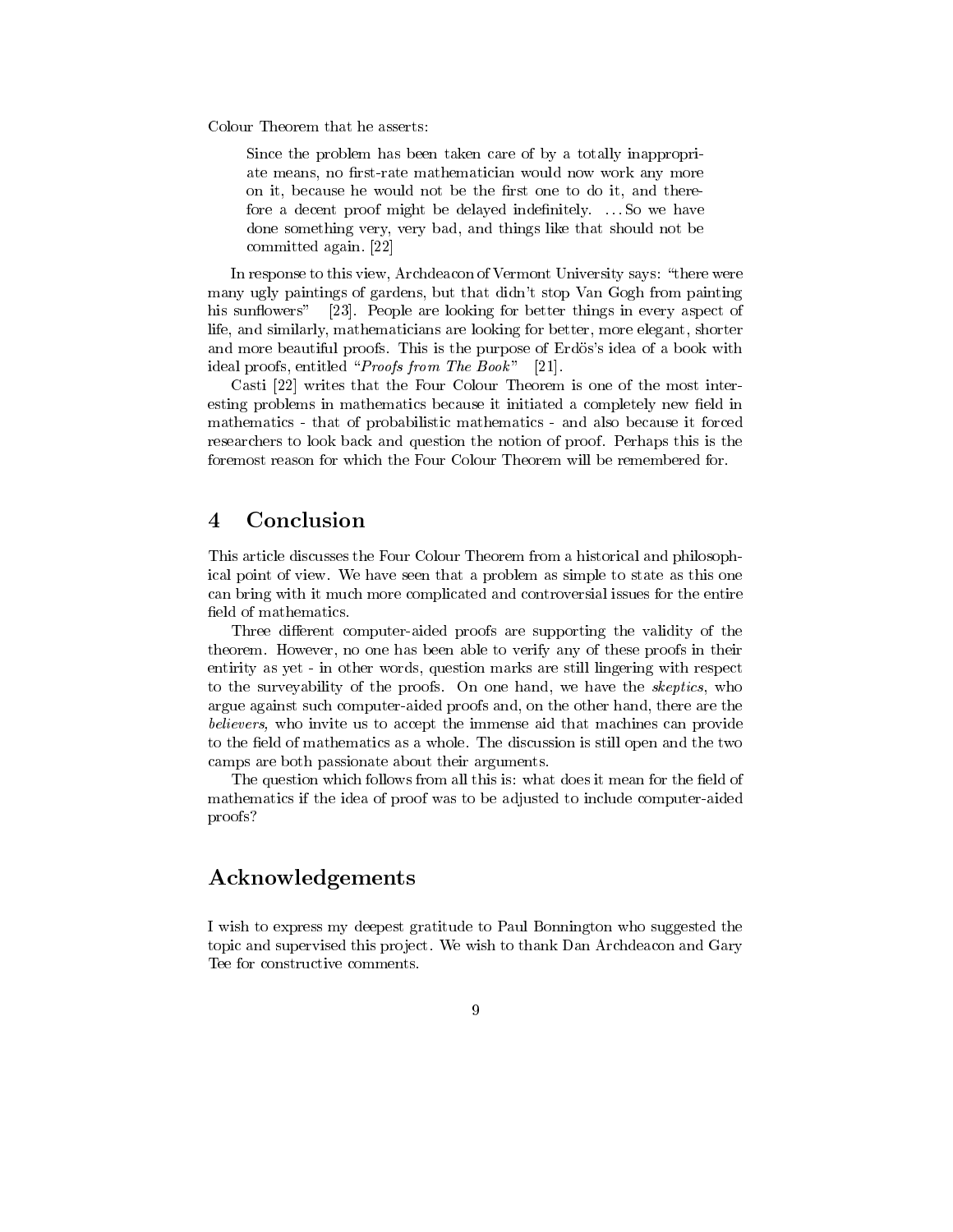Colour Theorem that he asserts:

> Since the problem has been taken care of by a totally inappropriate means, no first-rate mathematician would now work any more on it, because he would not be the first one to do it, and therefore a decent proof might be delayed indefinitely. ... So we have done something very, very bad, and things like that should not be committed again. [22]

In response to this view, Archdeacon of Vermont University says: "there were many ugly paintings of gardens, but that didn't stop Van Gogh from painting his sunflowers" [23]. People are looking for better things in every aspect of life, and similarly, mathematicians are looking for better, more elegant, shorter and more beautiful proofs. This is the purpose of Erdös's idea of a book with ideal proofs, entitled "*Proofs from The Book*" [21].

Casti [22] writes that the Four Colour Theorem is one of the most interesting problems in mathematics because it initiated a completely new field in mathematics - that of probabilistic mathematics - and also because it forced researchers to look back and question the notion of proof. Perhaps this is the foremost reason for which the Four Colour Theorem will be remembered for.

## 4 Conclusion

This article discusses the Four Colour Theorem from a historical and philosophical point of view. We have seen that a problem as simple to state as this one can bring with it much more complicated and controversial issues for the entire field of mathematics.

Three different computer-aided proofs are supporting the validity of the theorem. However, no one has been able to verify any of these proofs in their entirity as yet - in other words, question marks are still lingering with respect to the surveyability of the proofs. On one hand, we have the *skeptics*, who argue against such computer-aided proofs and, on the other hand, there are the *believers,* who invite us to accept the immense aid that machines can provide to the field of mathematics as a whole. The discussion is still open and the two camps are both passionate about their arguments.

The question which follows from all this is: what does it mean for the field of mathematics if the idea of proof was to be adjusted to include computer-aided proofs?

## Acknowledgements

I wish to express my deepest gratitude to Paul Bonnington who suggested the topic and supervised this project. We wish to thank Dan Archdeacon and Gary Tee for constructive comments.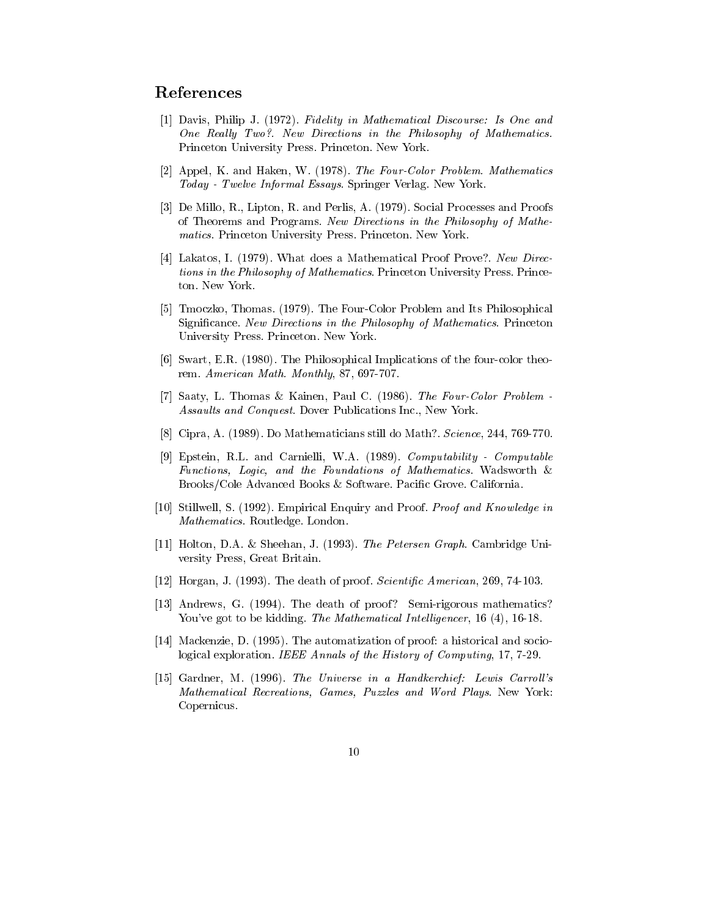## References

[1] Davis, Philip J. (1972). *Fidelity in Mathematical Discourse: Is One and One Really Two?. New Directions in the Philosophy of Mathematics*. Princeton University Press. Princeton. New York.

[2] Appel, K. and Haken, W. (1978). *The Four-Color Problem. Mathematics Today - Twelve Informal Essays*. Springer Verlag. New York.

[3] De Millo, R., Lipton, R. and Perlis, A. (1979). Social Processes and Proofs of Theorems and Programs. *New Directions in the Philosophy of Mathematics*. Princeton University Press. Princeton. New York.

[4] Lakatos, I. (1979). What does a Mathematical Proof Prove?. *New Directions in the Philosophy of Mathematics*. Princeton University Press. Princeton. New York.

[5] Tmoczko, Thomas. (1979). The Four-Color Problem and Its Philosophical Significance. *New Directions in the Philosophy of Mathematics*. Princeton University Press. Princeton. New York.

[6] Swart, E.R. (1980). The Philosophical Implications of the four-color theorem. *American Math. Monthly*, 87, 697-707.

[7] Saaty, L. Thomas & Kainen, Paul C. (1986). *The Four-Color Problem - Assaults and Conquest*. Dover Publications Inc., New York.

[8] Cipra, A. (1989). Do Mathematicians still do Math?. *Science*, 244, 769-770.

[9] Epstein, R.L. and Carnielli, W.A. (1989). *Computability - Computable Functions, Logic, and the Foundations of Mathematics*. Wadsworth & Brooks/Cole Advanced Books & Software. Pacific Grove. California.

[10] Stillwell, S. (1992). Empirical Enquiry and Proof. *Proof and Knowledge in Mathematics*. Routledge. London.

[11] Holton, D.A. & Sheehan, J. (1993). *The Petersen Graph*. Cambridge University Press, Great Britain.

[12] Horgan, J. (1993). The death of proof. *Scientific American*, 269, 74-103.

[13] Andrews, G. (1994). The death of proof? Semi-rigorous mathematics? You've got to be kidding. *The Mathematical Intelligencer*, 16 (4), 16-18.

[14] Mackenzie, D. (1995). The automatization of proof: a historical and sociological exploration. *IEEE Annals of the History of Computing*, 17, 7-29.

[15] Gardner, M. (1996). *The Universe in a Handkerchief: Lewis Carroll's Mathematical Recreations, Games, Puzzles and Word Plays*. New York: Copernicus.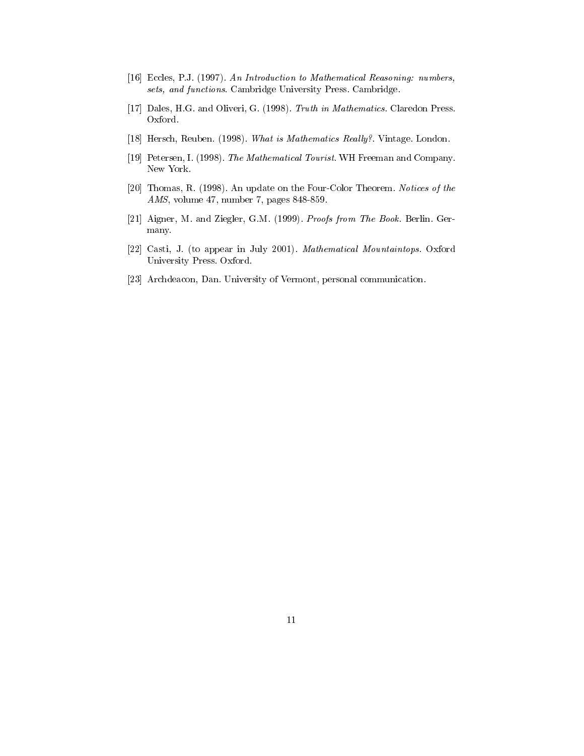[16] Eccles, P.J. (1997). *An Introduction to Mathematical Reasoning: numbers, sets, and functions*. Cambridge University Press. Cambridge.

[17] Dales, H.G. and Oliveri, G. (1998). *Truth in Mathematics*. Claredon Press. Oxford.

[18] Hersch, Reuben. (1998). *What is Mathematics Really?*. Vintage. London.

[19] Petersen, I. (1998). *The Mathematical Tourist*. WH Freeman and Company. New York.

[20] Thomas, R. (1998). An update on the Four-Color Theorem. *Notices of the AMS*, volume 47, number 7, pages 848-859.

[21] Aigner, M. and Ziegler, G.M. (1999). *Proofs from The Book*. Berlin. Germany.

[22] Casti, J. (to appear in July 2001). *Mathematical Mountaintops*. Oxford University Press. Oxford.

[23] Archdeacon, Dan. University of Vermont, personal communication.